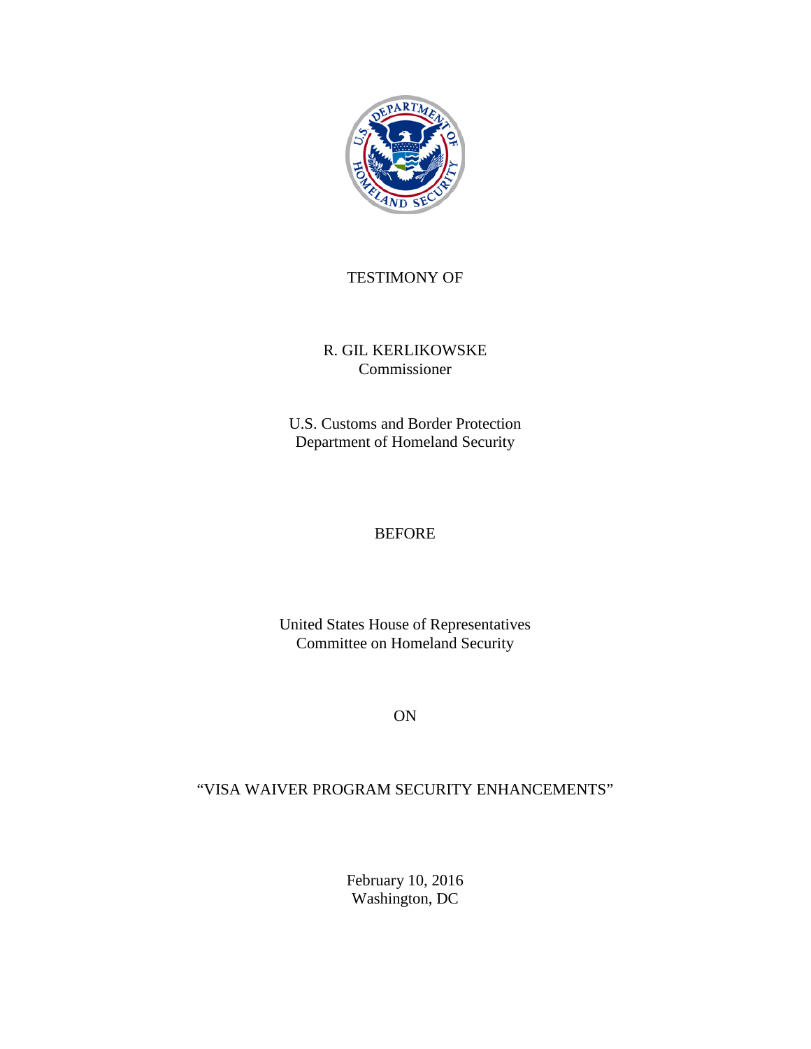TESTIMONY OF

R. GIL KERLIKOWSKE
Commissioner

U.S. Customs and Border Protection
Department of Homeland Security

BEFORE

United States House of Representatives
Committee on Homeland Security

ON

"VISA WAIVER PROGRAM SECURITY ENHANCEMENTS"

February 10, 2016
Washington, DC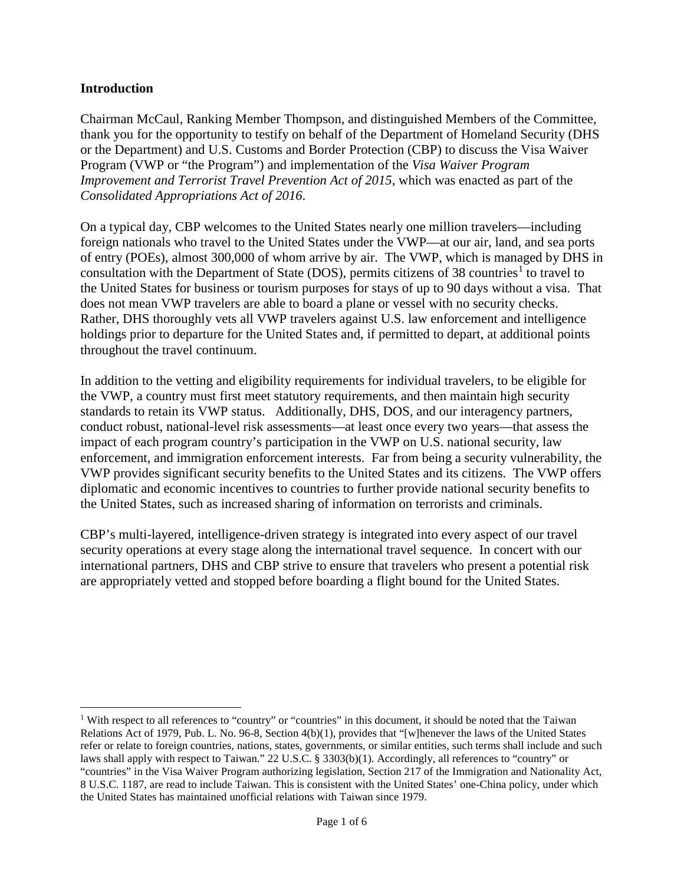## Introduction

Chairman McCaul, Ranking Member Thompson, and distinguished Members of the Committee, thank you for the opportunity to testify on behalf of the Department of Homeland Security (DHS or the Department) and U.S. Customs and Border Protection (CBP) to discuss the Visa Waiver Program (VWP or "the Program") and implementation of the *Visa Waiver Program Improvement and Terrorist Travel Prevention Act of 2015*, which was enacted as part of the *Consolidated Appropriations Act of 2016*.

On a typical day, CBP welcomes to the United States nearly one million travelers—including foreign nationals who travel to the United States under the VWP—at our air, land, and sea ports of entry (POEs), almost 300,000 of whom arrive by air. The VWP, which is managed by DHS in consultation with the Department of State (DOS), permits citizens of 38 countries[1] to travel to the United States for business or tourism purposes for stays of up to 90 days without a visa. That does not mean VWP travelers are able to board a plane or vessel with no security checks. Rather, DHS thoroughly vets all VWP travelers against U.S. law enforcement and intelligence holdings prior to departure for the United States and, if permitted to depart, at additional points throughout the travel continuum.

In addition to the vetting and eligibility requirements for individual travelers, to be eligible for the VWP, a country must first meet statutory requirements, and then maintain high security standards to retain its VWP status. Additionally, DHS, DOS, and our interagency partners, conduct robust, national-level risk assessments—at least once every two years—that assess the impact of each program country's participation in the VWP on U.S. national security, law enforcement, and immigration enforcement interests. Far from being a security vulnerability, the VWP provides significant security benefits to the United States and its citizens. The VWP offers diplomatic and economic incentives to countries to further provide national security benefits to the United States, such as increased sharing of information on terrorists and criminals.

CBP's multi-layered, intelligence-driven strategy is integrated into every aspect of our travel security operations at every stage along the international travel sequence. In concert with our international partners, DHS and CBP strive to ensure that travelers who present a potential risk are appropriately vetted and stopped before boarding a flight bound for the United States.

[1] With respect to all references to "country" or "countries" in this document, it should be noted that the Taiwan Relations Act of 1979, Pub. L. No. 96-8, Section 4(b)(1), provides that "[w]henever the laws of the United States refer or relate to foreign countries, nations, states, governments, or similar entities, such terms shall include and such laws shall apply with respect to Taiwan." 22 U.S.C. § 3303(b)(1). Accordingly, all references to "country" or "countries" in the Visa Waiver Program authorizing legislation, Section 217 of the Immigration and Nationality Act, 8 U.S.C. 1187, are read to include Taiwan. This is consistent with the United States' one-China policy, under which the United States has maintained unofficial relations with Taiwan since 1979.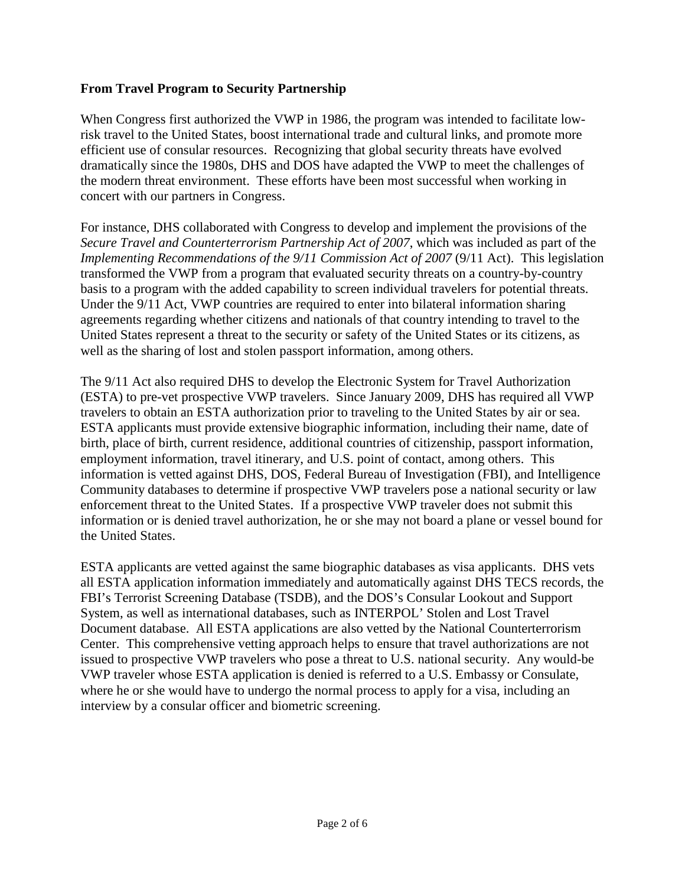**From Travel Program to Security Partnership**

When Congress first authorized the VWP in 1986, the program was intended to facilitate low-risk travel to the United States, boost international trade and cultural links, and promote more efficient use of consular resources. Recognizing that global security threats have evolved dramatically since the 1980s, DHS and DOS have adapted the VWP to meet the challenges of the modern threat environment. These efforts have been most successful when working in concert with our partners in Congress.

For instance, DHS collaborated with Congress to develop and implement the provisions of the *Secure Travel and Counterterrorism Partnership Act of 2007*, which was included as part of the *Implementing Recommendations of the 9/11 Commission Act of 2007* (9/11 Act). This legislation transformed the VWP from a program that evaluated security threats on a country-by-country basis to a program with the added capability to screen individual travelers for potential threats. Under the 9/11 Act, VWP countries are required to enter into bilateral information sharing agreements regarding whether citizens and nationals of that country intending to travel to the United States represent a threat to the security or safety of the United States or its citizens, as well as the sharing of lost and stolen passport information, among others.

The 9/11 Act also required DHS to develop the Electronic System for Travel Authorization (ESTA) to pre-vet prospective VWP travelers. Since January 2009, DHS has required all VWP travelers to obtain an ESTA authorization prior to traveling to the United States by air or sea. ESTA applicants must provide extensive biographic information, including their name, date of birth, place of birth, current residence, additional countries of citizenship, passport information, employment information, travel itinerary, and U.S. point of contact, among others. This information is vetted against DHS, DOS, Federal Bureau of Investigation (FBI), and Intelligence Community databases to determine if prospective VWP travelers pose a national security or law enforcement threat to the United States. If a prospective VWP traveler does not submit this information or is denied travel authorization, he or she may not board a plane or vessel bound for the United States.

ESTA applicants are vetted against the same biographic databases as visa applicants. DHS vets all ESTA application information immediately and automatically against DHS TECS records, the FBI's Terrorist Screening Database (TSDB), and the DOS's Consular Lookout and Support System, as well as international databases, such as INTERPOL' Stolen and Lost Travel Document database. All ESTA applications are also vetted by the National Counterterrorism Center. This comprehensive vetting approach helps to ensure that travel authorizations are not issued to prospective VWP travelers who pose a threat to U.S. national security. Any would-be VWP traveler whose ESTA application is denied is referred to a U.S. Embassy or Consulate, where he or she would have to undergo the normal process to apply for a visa, including an interview by a consular officer and biometric screening.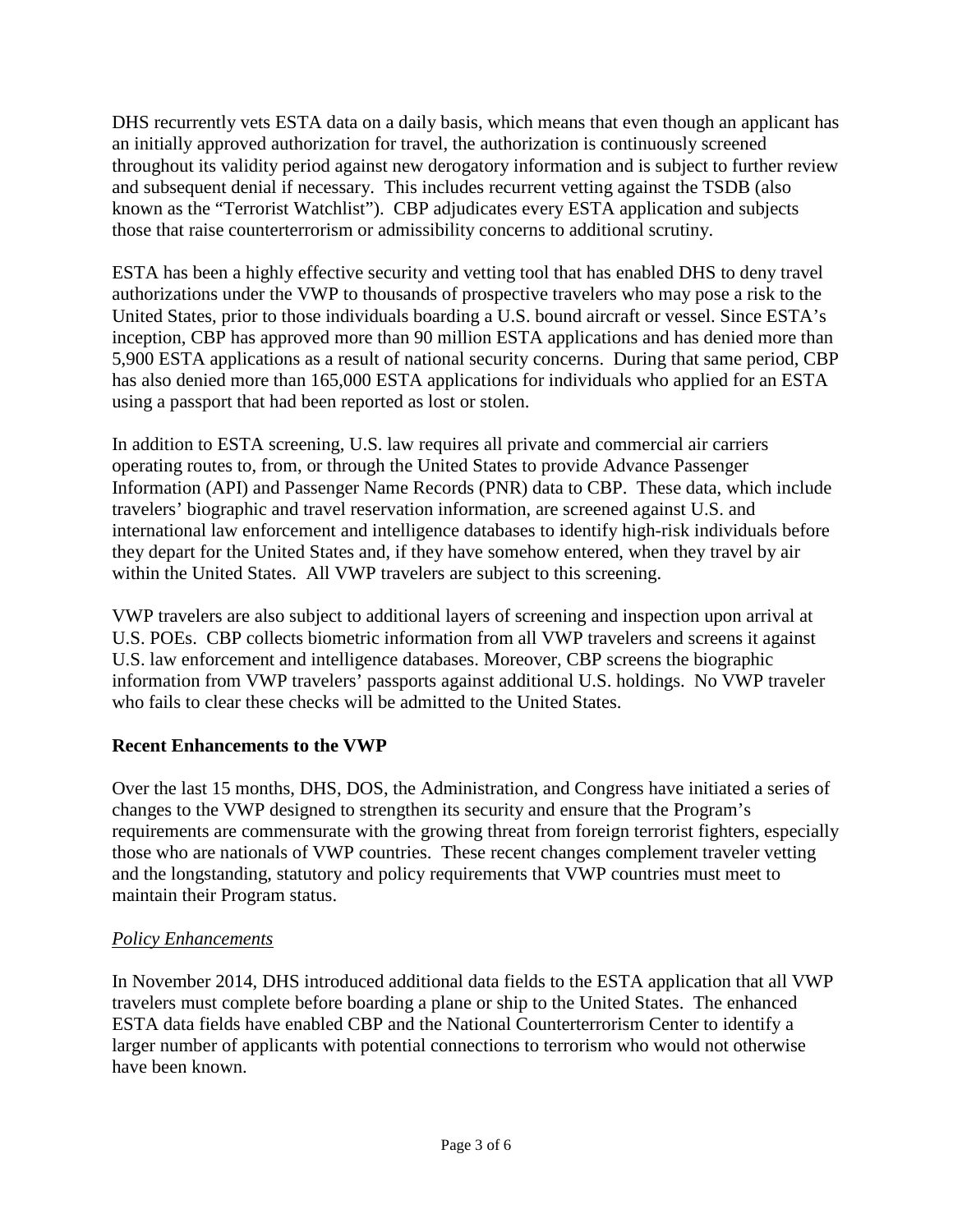DHS recurrently vets ESTA data on a daily basis, which means that even though an applicant has an initially approved authorization for travel, the authorization is continuously screened throughout its validity period against new derogatory information and is subject to further review and subsequent denial if necessary. This includes recurrent vetting against the TSDB (also known as the "Terrorist Watchlist"). CBP adjudicates every ESTA application and subjects those that raise counterterrorism or admissibility concerns to additional scrutiny.

ESTA has been a highly effective security and vetting tool that has enabled DHS to deny travel authorizations under the VWP to thousands of prospective travelers who may pose a risk to the United States, prior to those individuals boarding a U.S. bound aircraft or vessel. Since ESTA's inception, CBP has approved more than 90 million ESTA applications and has denied more than 5,900 ESTA applications as a result of national security concerns. During that same period, CBP has also denied more than 165,000 ESTA applications for individuals who applied for an ESTA using a passport that had been reported as lost or stolen.

In addition to ESTA screening, U.S. law requires all private and commercial air carriers operating routes to, from, or through the United States to provide Advance Passenger Information (API) and Passenger Name Records (PNR) data to CBP. These data, which include travelers' biographic and travel reservation information, are screened against U.S. and international law enforcement and intelligence databases to identify high-risk individuals before they depart for the United States and, if they have somehow entered, when they travel by air within the United States. All VWP travelers are subject to this screening.

VWP travelers are also subject to additional layers of screening and inspection upon arrival at U.S. POEs. CBP collects biometric information from all VWP travelers and screens it against U.S. law enforcement and intelligence databases. Moreover, CBP screens the biographic information from VWP travelers' passports against additional U.S. holdings. No VWP traveler who fails to clear these checks will be admitted to the United States.

**Recent Enhancements to the VWP**

Over the last 15 months, DHS, DOS, the Administration, and Congress have initiated a series of changes to the VWP designed to strengthen its security and ensure that the Program's requirements are commensurate with the growing threat from foreign terrorist fighters, especially those who are nationals of VWP countries. These recent changes complement traveler vetting and the longstanding, statutory and policy requirements that VWP countries must meet to maintain their Program status.

*Policy Enhancements*

In November 2014, DHS introduced additional data fields to the ESTA application that all VWP travelers must complete before boarding a plane or ship to the United States. The enhanced ESTA data fields have enabled CBP and the National Counterterrorism Center to identify a larger number of applicants with potential connections to terrorism who would not otherwise have been known.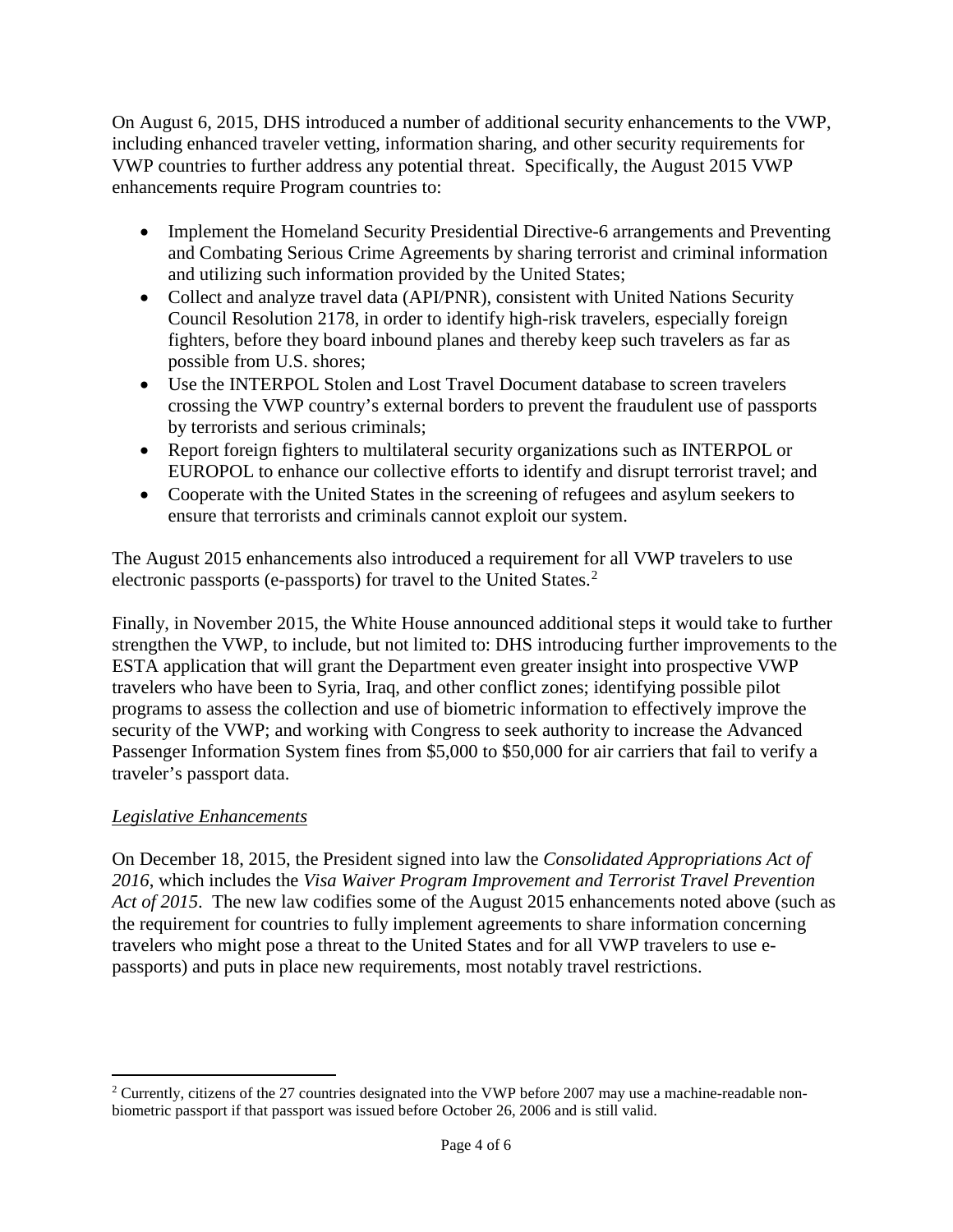On August 6, 2015, DHS introduced a number of additional security enhancements to the VWP, including enhanced traveler vetting, information sharing, and other security requirements for VWP countries to further address any potential threat. Specifically, the August 2015 VWP enhancements require Program countries to:

- Implement the Homeland Security Presidential Directive-6 arrangements and Preventing and Combating Serious Crime Agreements by sharing terrorist and criminal information and utilizing such information provided by the United States;
- Collect and analyze travel data (API/PNR), consistent with United Nations Security Council Resolution 2178, in order to identify high-risk travelers, especially foreign fighters, before they board inbound planes and thereby keep such travelers as far as possible from U.S. shores;
- Use the INTERPOL Stolen and Lost Travel Document database to screen travelers crossing the VWP country's external borders to prevent the fraudulent use of passports by terrorists and serious criminals;
- Report foreign fighters to multilateral security organizations such as INTERPOL or EUROPOL to enhance our collective efforts to identify and disrupt terrorist travel; and
- Cooperate with the United States in the screening of refugees and asylum seekers to ensure that terrorists and criminals cannot exploit our system.

The August 2015 enhancements also introduced a requirement for all VWP travelers to use electronic passports (e-passports) for travel to the United States.[2]

Finally, in November 2015, the White House announced additional steps it would take to further strengthen the VWP, to include, but not limited to: DHS introducing further improvements to the ESTA application that will grant the Department even greater insight into prospective VWP travelers who have been to Syria, Iraq, and other conflict zones; identifying possible pilot programs to assess the collection and use of biometric information to effectively improve the security of the VWP; and working with Congress to seek authority to increase the Advanced Passenger Information System fines from $5,000 to $50,000 for air carriers that fail to verify a traveler's passport data.

*Legislative Enhancements*

On December 18, 2015, the President signed into law the *Consolidated Appropriations Act of 2016*, which includes the *Visa Waiver Program Improvement and Terrorist Travel Prevention Act of 2015*. The new law codifies some of the August 2015 enhancements noted above (such as the requirement for countries to fully implement agreements to share information concerning travelers who might pose a threat to the United States and for all VWP travelers to use e-passports) and puts in place new requirements, most notably travel restrictions.

[2] Currently, citizens of the 27 countries designated into the VWP before 2007 may use a machine-readable non-biometric passport if that passport was issued before October 26, 2006 and is still valid.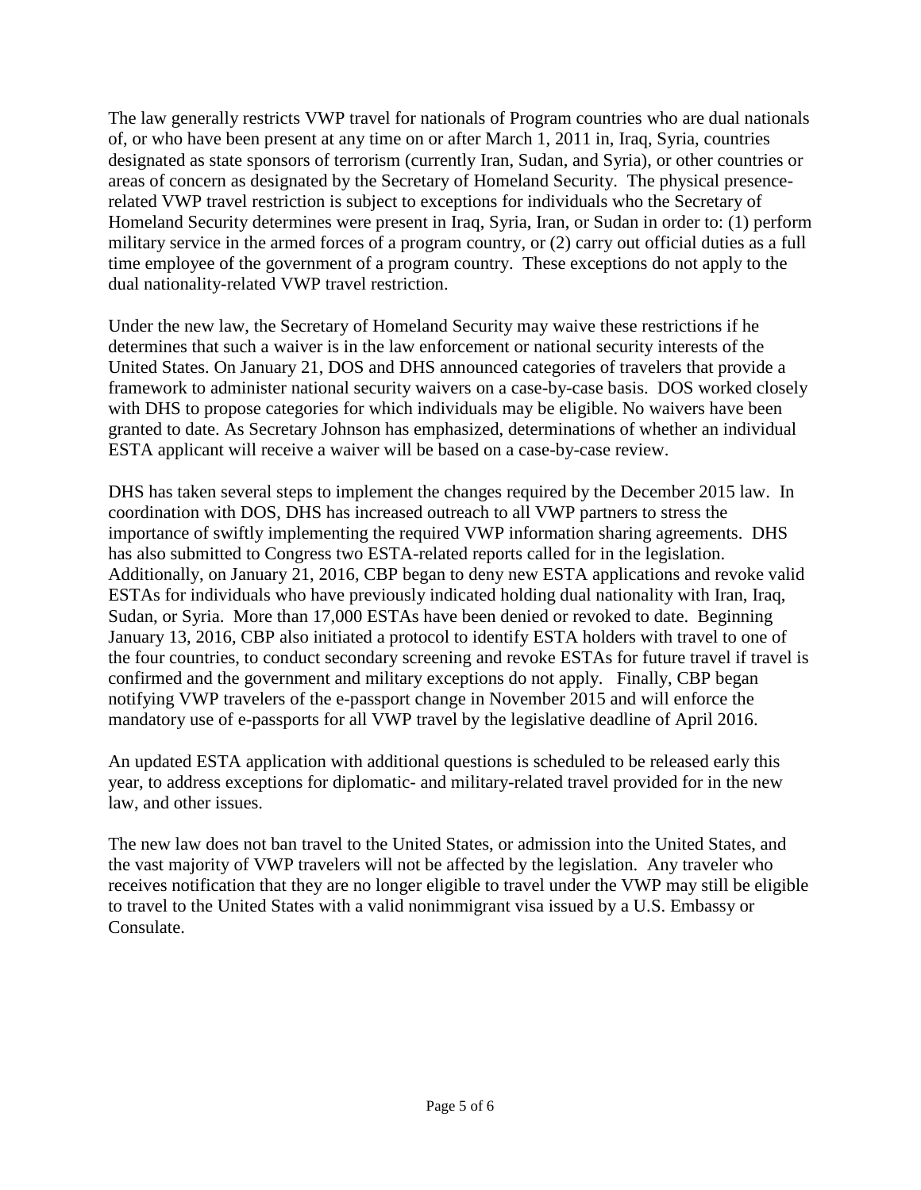The law generally restricts VWP travel for nationals of Program countries who are dual nationals of, or who have been present at any time on or after March 1, 2011 in, Iraq, Syria, countries designated as state sponsors of terrorism (currently Iran, Sudan, and Syria), or other countries or areas of concern as designated by the Secretary of Homeland Security. The physical presence-related VWP travel restriction is subject to exceptions for individuals who the Secretary of Homeland Security determines were present in Iraq, Syria, Iran, or Sudan in order to: (1) perform military service in the armed forces of a program country, or (2) carry out official duties as a full time employee of the government of a program country. These exceptions do not apply to the dual nationality-related VWP travel restriction.

Under the new law, the Secretary of Homeland Security may waive these restrictions if he determines that such a waiver is in the law enforcement or national security interests of the United States. On January 21, DOS and DHS announced categories of travelers that provide a framework to administer national security waivers on a case-by-case basis. DOS worked closely with DHS to propose categories for which individuals may be eligible. No waivers have been granted to date. As Secretary Johnson has emphasized, determinations of whether an individual ESTA applicant will receive a waiver will be based on a case-by-case review.

DHS has taken several steps to implement the changes required by the December 2015 law. In coordination with DOS, DHS has increased outreach to all VWP partners to stress the importance of swiftly implementing the required VWP information sharing agreements. DHS has also submitted to Congress two ESTA-related reports called for in the legislation. Additionally, on January 21, 2016, CBP began to deny new ESTA applications and revoke valid ESTAs for individuals who have previously indicated holding dual nationality with Iran, Iraq, Sudan, or Syria. More than 17,000 ESTAs have been denied or revoked to date. Beginning January 13, 2016, CBP also initiated a protocol to identify ESTA holders with travel to one of the four countries, to conduct secondary screening and revoke ESTAs for future travel if travel is confirmed and the government and military exceptions do not apply. Finally, CBP began notifying VWP travelers of the e-passport change in November 2015 and will enforce the mandatory use of e-passports for all VWP travel by the legislative deadline of April 2016.

An updated ESTA application with additional questions is scheduled to be released early this year, to address exceptions for diplomatic- and military-related travel provided for in the new law, and other issues.

The new law does not ban travel to the United States, or admission into the United States, and the vast majority of VWP travelers will not be affected by the legislation. Any traveler who receives notification that they are no longer eligible to travel under the VWP may still be eligible to travel to the United States with a valid nonimmigrant visa issued by a U.S. Embassy or Consulate.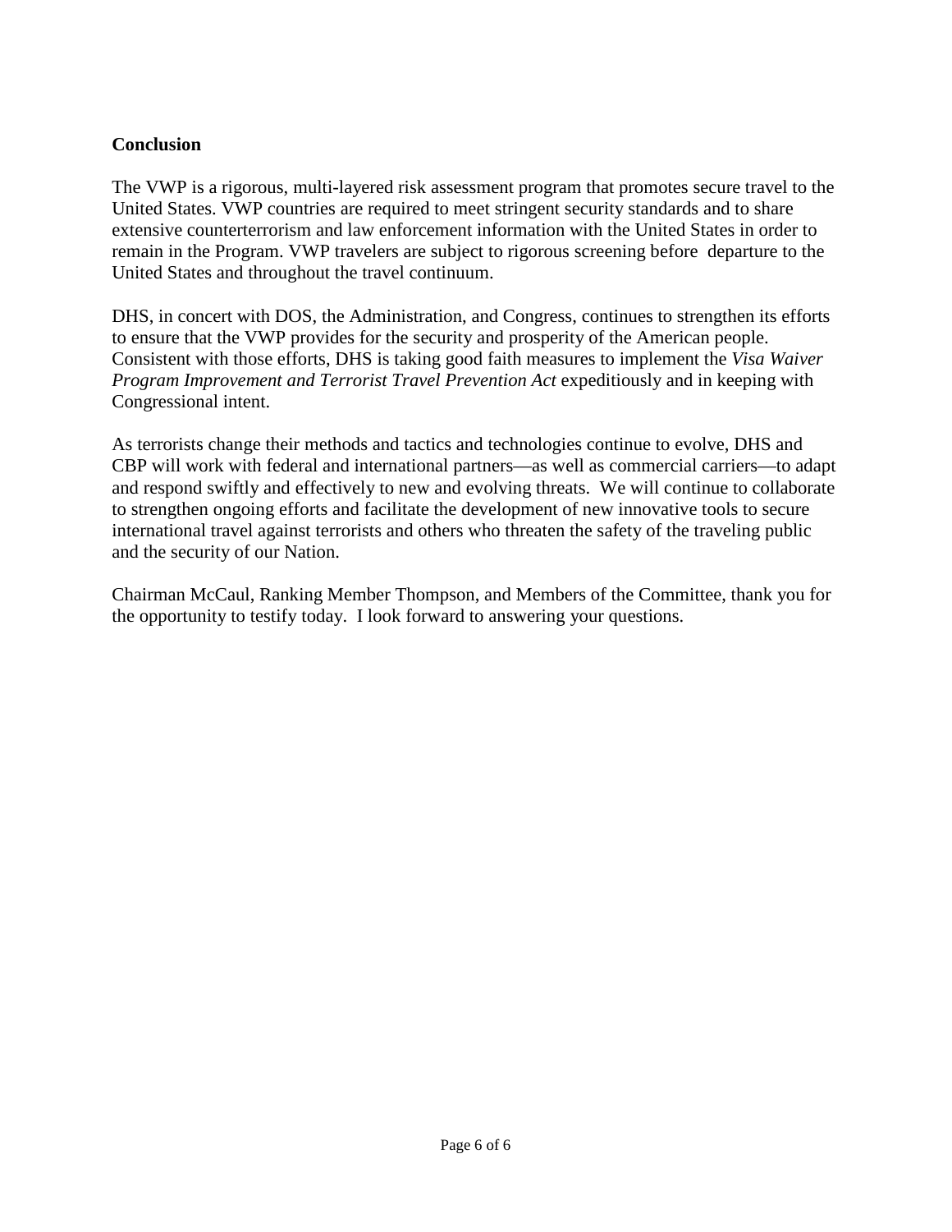## Conclusion

The VWP is a rigorous, multi-layered risk assessment program that promotes secure travel to the United States. VWP countries are required to meet stringent security standards and to share extensive counterterrorism and law enforcement information with the United States in order to remain in the Program. VWP travelers are subject to rigorous screening before departure to the United States and throughout the travel continuum.

DHS, in concert with DOS, the Administration, and Congress, continues to strengthen its efforts to ensure that the VWP provides for the security and prosperity of the American people. Consistent with those efforts, DHS is taking good faith measures to implement the *Visa Waiver Program Improvement and Terrorist Travel Prevention Act* expeditiously and in keeping with Congressional intent.

As terrorists change their methods and tactics and technologies continue to evolve, DHS and CBP will work with federal and international partners—as well as commercial carriers—to adapt and respond swiftly and effectively to new and evolving threats. We will continue to collaborate to strengthen ongoing efforts and facilitate the development of new innovative tools to secure international travel against terrorists and others who threaten the safety of the traveling public and the security of our Nation.

Chairman McCaul, Ranking Member Thompson, and Members of the Committee, thank you for the opportunity to testify today. I look forward to answering your questions.